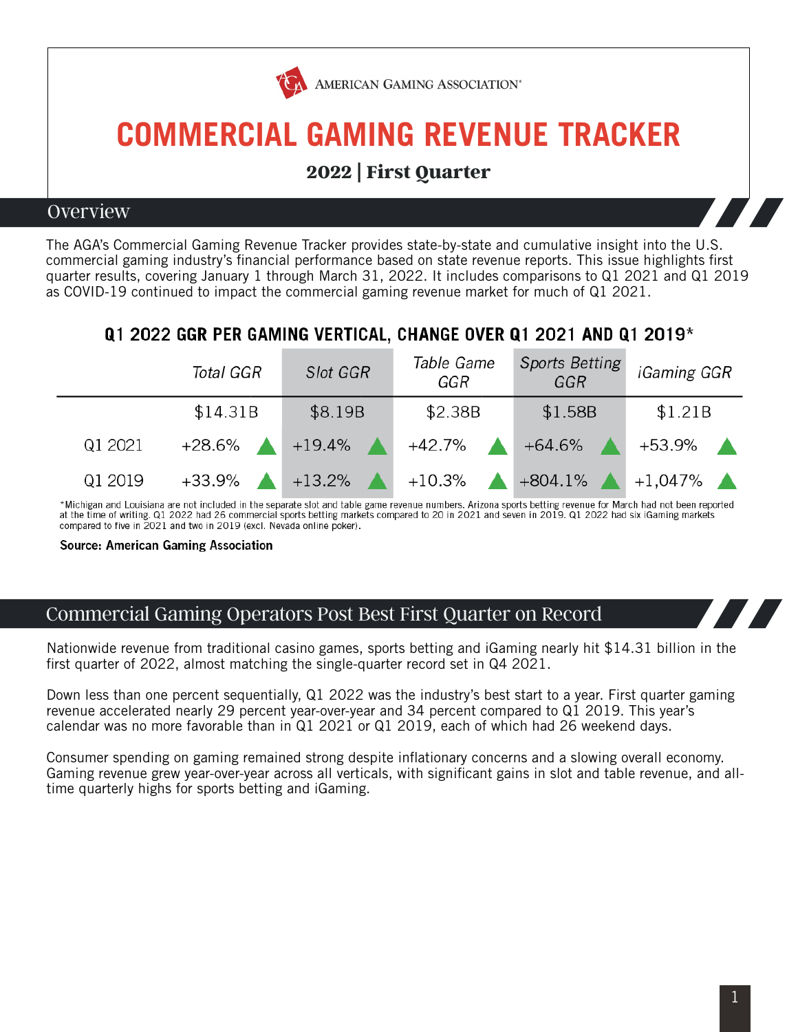AMERICAN GAMING ASSOCIATION®

# COMMERCIAL GAMING REVENUE TRACKER

**2022 | First Quarter**

## Overview

The AGA's Commercial Gaming Revenue Tracker provides state-by-state and cumulative insight into the U.S. commercial gaming industry's financial performance based on state revenue reports. This issue highlights first quarter results, covering January 1 through March 31, 2022. It includes comparisons to Q1 2021 and Q1 2019 as COVID-19 continued to impact the commercial gaming revenue market for much of Q1 2021.

### Q1 2022 GGR PER GAMING VERTICAL, CHANGE OVER Q1 2021 AND Q1 2019*

| | Total GGR | Slot GGR | Table Game GGR | Sports Betting GGR | iGaming GGR |
|---|---|---|---|---|---|
| | $14.31B | $8.19B | $2.38B | $1.58B | $1.21B |
| Q1 2021 | +28.6% ▲ | +19.4% ▲ | +42.7% ▲ | +64.6% ▲ | +53.9% ▲ |
| Q1 2019 | +33.9% ▲ | +13.2% ▲ | +10.3% ▲ | +804.1% ▲ | +1,047% ▲ |

*Michigan and Louisiana are not included in the separate slot and table game revenue numbers. Arizona sports betting revenue for March had not been reported at the time of writing. Q1 2022 had 26 commercial sports betting markets compared to 20 in 2021 and seven in 2019. Q1 2022 had six iGaming markets compared to five in 2021 and two in 2019 (excl. Nevada online poker).

**Source: American Gaming Association**

## Commercial Gaming Operators Post Best First Quarter on Record

Nationwide revenue from traditional casino games, sports betting and iGaming nearly hit $14.31 billion in the first quarter of 2022, almost matching the single-quarter record set in Q4 2021.

Down less than one percent sequentially, Q1 2022 was the industry's best start to a year. First quarter gaming revenue accelerated nearly 29 percent year-over-year and 34 percent compared to Q1 2019. This year's calendar was no more favorable than in Q1 2021 or Q1 2019, each of which had 26 weekend days.

Consumer spending on gaming remained strong despite inflationary concerns and a slowing overall economy. Gaming revenue grew year-over-year across all verticals, with significant gains in slot and table revenue, and all-time quarterly highs for sports betting and iGaming.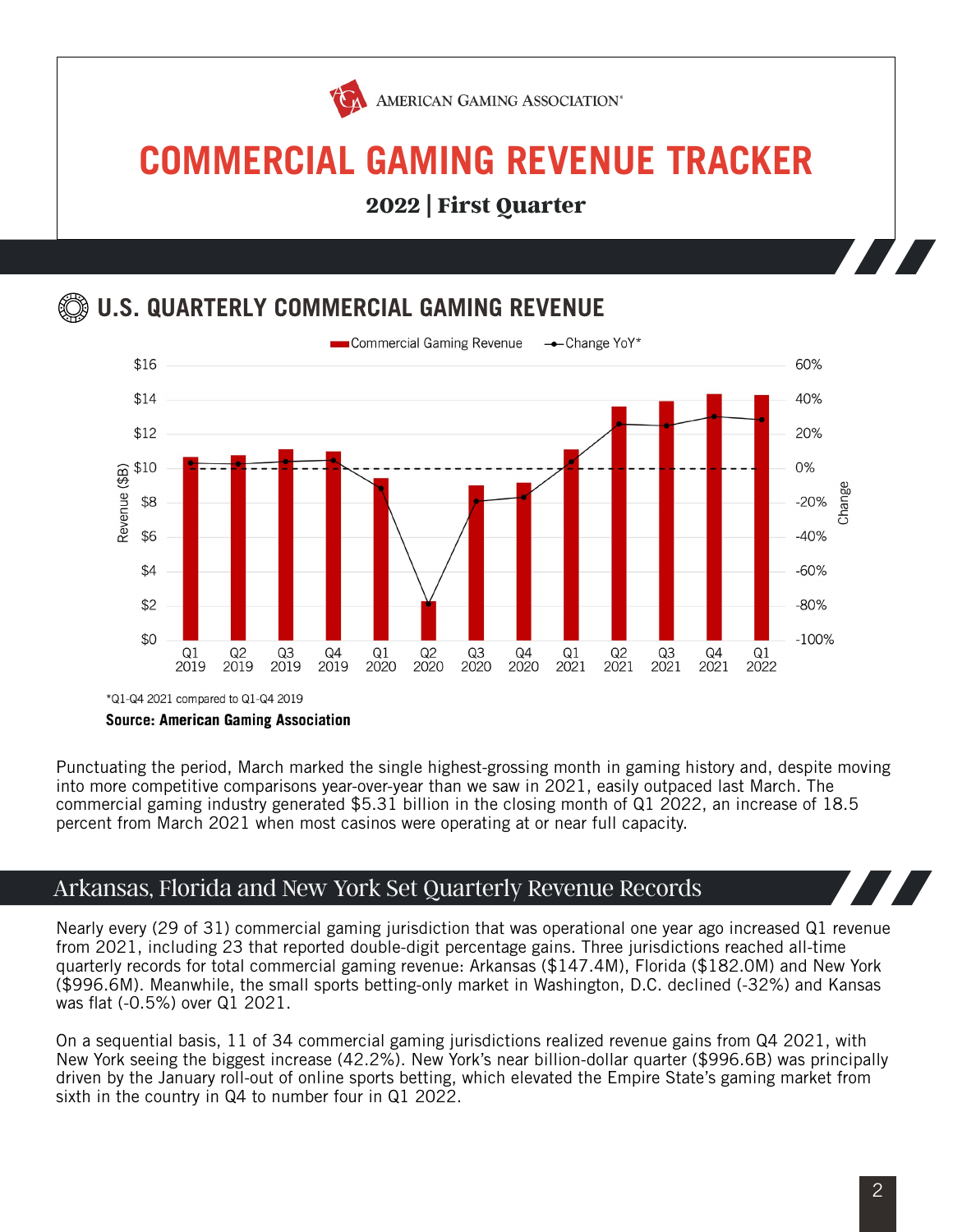AMERICAN GAMING ASSOCIATION

# COMMERCIAL GAMING REVENUE TRACKER

**2022 | First Quarter**

## U.S. QUARTERLY COMMERCIAL GAMING REVENUE

Commercial Gaming Revenue — Change YoY*

*Q1-Q4 2021 compared to Q1-Q4 2019

**Source: American Gaming Association**

Punctuating the period, March marked the single highest-grossing month in gaming history and, despite moving into more competitive comparisons year-over-year than we saw in 2021, easily outpaced last March. The commercial gaming industry generated $5.31 billion in the closing month of Q1 2022, an increase of 18.5 percent from March 2021 when most casinos were operating at or near full capacity.

## Arkansas, Florida and New York Set Quarterly Revenue Records

Nearly every (29 of 31) commercial gaming jurisdiction that was operational one year ago increased Q1 revenue from 2021, including 23 that reported double-digit percentage gains. Three jurisdictions reached all-time quarterly records for total commercial gaming revenue: Arkansas ($147.4M), Florida ($182.0M) and New York ($996.6M). Meanwhile, the small sports betting-only market in Washington, D.C. declined (-32%) and Kansas was flat (-0.5%) over Q1 2021.

On a sequential basis, 11 of 34 commercial gaming jurisdictions realized revenue gains from Q4 2021, with New York seeing the biggest increase (42.2%). New York's near billion-dollar quarter ($996.6B) was principally driven by the January roll-out of online sports betting, which elevated the Empire State's gaming market from sixth in the country in Q4 to number four in Q1 2022.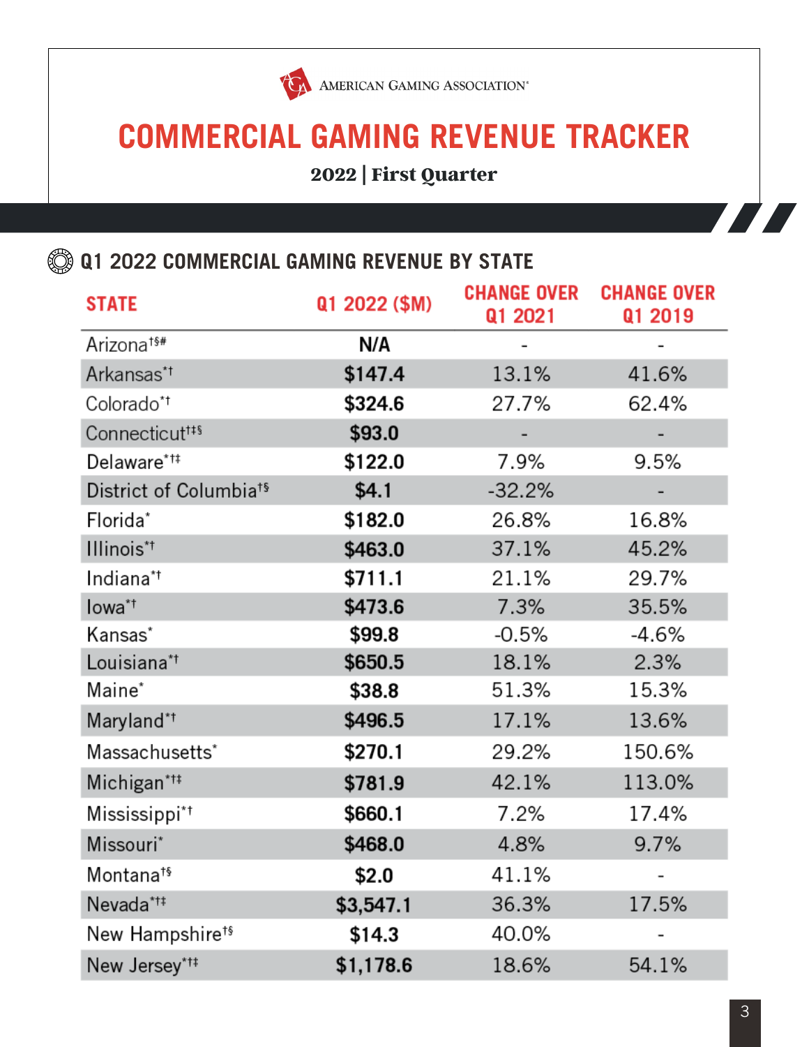AMERICAN GAMING ASSOCIATION®

# COMMERCIAL GAMING REVENUE TRACKER

**2022 | First Quarter**

## Q1 2022 COMMERCIAL GAMING REVENUE BY STATE

| STATE | Q1 2022 ($M) | CHANGE OVER Q1 2021 | CHANGE OVER Q1 2019 |
|---|---|---|---|
| Arizona†§# | **N/A** | - | - |
| Arkansas*† | **$147.4** | 13.1% | 41.6% |
| Colorado*† | **$324.6** | 27.7% | 62.4% |
| Connecticut†‡§ | **$93.0** | - | - |
| Delaware*†‡ | **$122.0** | 7.9% | 9.5% |
| District of Columbia†§ | **$4.1** | -32.2% | - |
| Florida* | **$182.0** | 26.8% | 16.8% |
| Illinois*† | **$463.0** | 37.1% | 45.2% |
| Indiana*† | **$711.1** | 21.1% | 29.7% |
| Iowa*† | **$473.6** | 7.3% | 35.5% |
| Kansas* | **$99.8** | -0.5% | -4.6% |
| Louisiana*† | **$650.5** | 18.1% | 2.3% |
| Maine* | **$38.8** | 51.3% | 15.3% |
| Maryland*† | **$496.5** | 17.1% | 13.6% |
| Massachusetts* | **$270.1** | 29.2% | 150.6% |
| Michigan*†‡ | **$781.9** | 42.1% | 113.0% |
| Mississippi*† | **$660.1** | 7.2% | 17.4% |
| Missouri* | **$468.0** | 4.8% | 9.7% |
| Montana†§ | **$2.0** | 41.1% | - |
| Nevada*†‡ | **$3,547.1** | 36.3% | 17.5% |
| New Hampshire†§ | **$14.3** | 40.0% | - |
| New Jersey*†‡ | **$1,178.6** | 18.6% | 54.1% |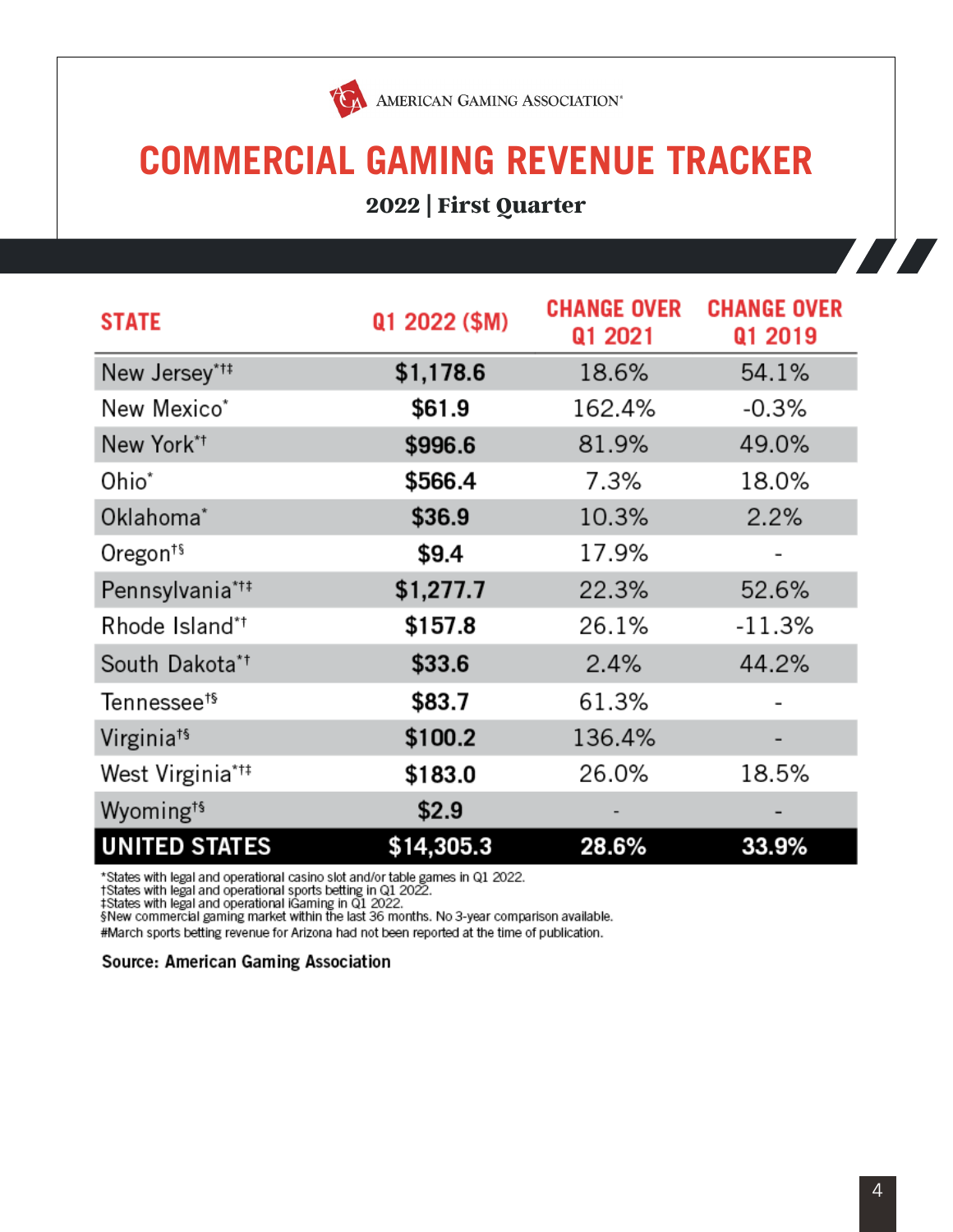AMERICAN GAMING ASSOCIATION®

# COMMERCIAL GAMING REVENUE TRACKER

**2022 | First Quarter**

| STATE | Q1 2022 ($M) | CHANGE OVER Q1 2021 | CHANGE OVER Q1 2019 |
|---|---|---|---|
| New Jersey*†‡ | **$1,178.6** | 18.6% | 54.1% |
| New Mexico* | **$61.9** | 162.4% | -0.3% |
| New York*† | **$996.6** | 81.9% | 49.0% |
| Ohio* | **$566.4** | 7.3% | 18.0% |
| Oklahoma* | **$36.9** | 10.3% | 2.2% |
| Oregon†§ | **$9.4** | 17.9% | - |
| Pennsylvania*†‡ | **$1,277.7** | 22.3% | 52.6% |
| Rhode Island*† | **$157.8** | 26.1% | -11.3% |
| South Dakota*† | **$33.6** | 2.4% | 44.2% |
| Tennessee†§ | **$83.7** | 61.3% | - |
| Virginia†§ | **$100.2** | 136.4% | - |
| West Virginia*†‡ | **$183.0** | 26.0% | 18.5% |
| Wyoming†§ | **$2.9** | - | - |
| **UNITED STATES** | **$14,305.3** | **28.6%** | **33.9%** |

*States with legal and operational casino slot and/or table games in Q1 2022.
†States with legal and operational sports betting in Q1 2022.
‡States with legal and operational iGaming in Q1 2022.
§New commercial gaming market within the last 36 months. No 3-year comparison available.
#March sports betting revenue for Arizona had not been reported at the time of publication.

**Source: American Gaming Association**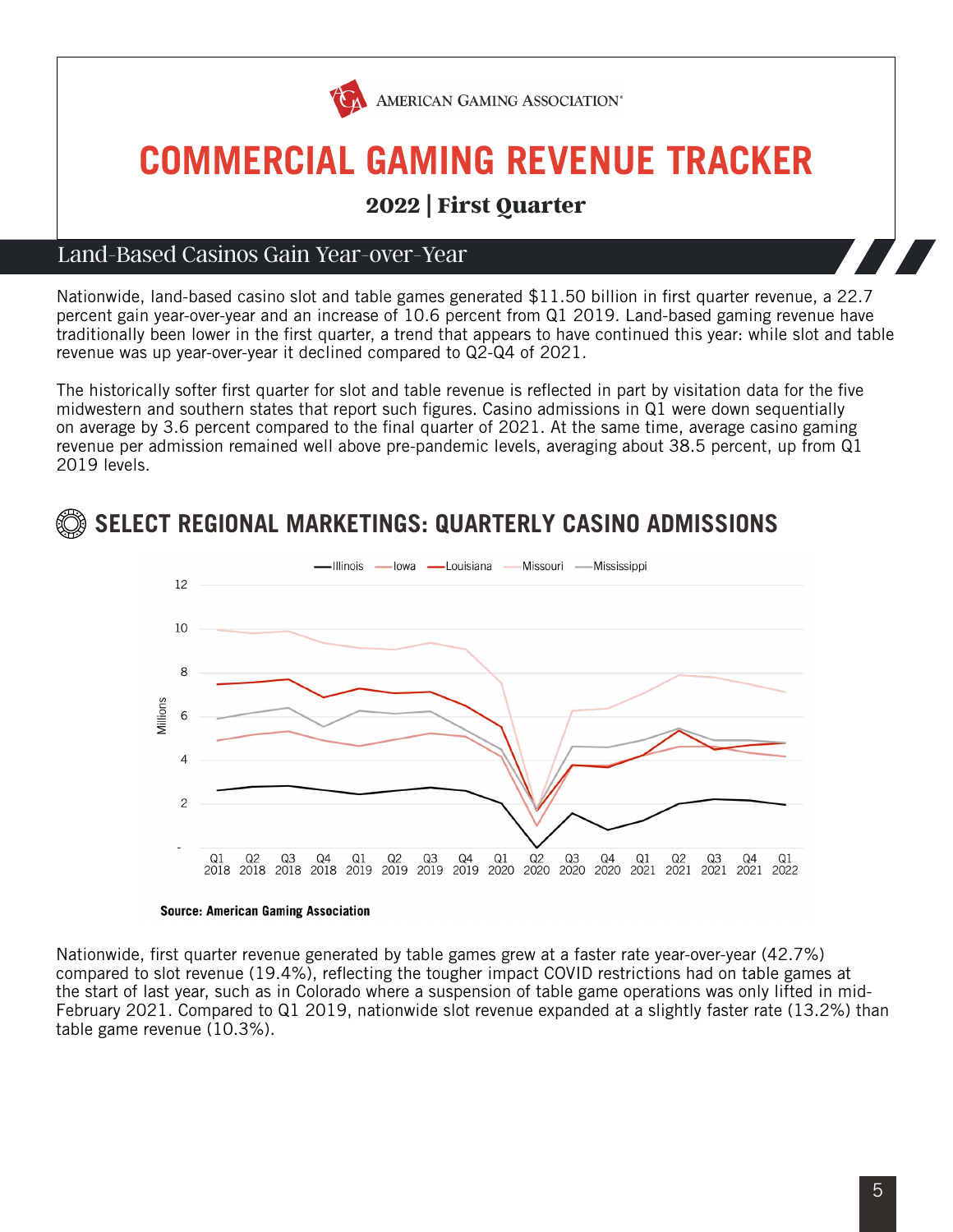# COMMERCIAL GAMING REVENUE TRACKER

**2022 | First Quarter**

## Land-Based Casinos Gain Year-over-Year

Nationwide, land-based casino slot and table games generated $11.50 billion in first quarter revenue, a 22.7 percent gain year-over-year and an increase of 10.6 percent from Q1 2019. Land-based gaming revenue have traditionally been lower in the first quarter, a trend that appears to have continued this year: while slot and table revenue was up year-over-year it declined compared to Q2-Q4 of 2021.

The historically softer first quarter for slot and table revenue is reflected in part by visitation data for the five midwestern and southern states that report such figures. Casino admissions in Q1 were down sequentially on average by 3.6 percent compared to the final quarter of 2021. At the same time, average casino gaming revenue per admission remained well above pre-pandemic levels, averaging about 38.5 percent, up from Q1 2019 levels.

### SELECT REGIONAL MARKETINGS: QUARTERLY CASINO ADMISSIONS

Source: American Gaming Association

Nationwide, first quarter revenue generated by table games grew at a faster rate year-over-year (42.7%) compared to slot revenue (19.4%), reflecting the tougher impact COVID restrictions had on table games at the start of last year, such as in Colorado where a suspension of table game operations was only lifted in mid-February 2021. Compared to Q1 2019, nationwide slot revenue expanded at a slightly faster rate (13.2%) than table game revenue (10.3%).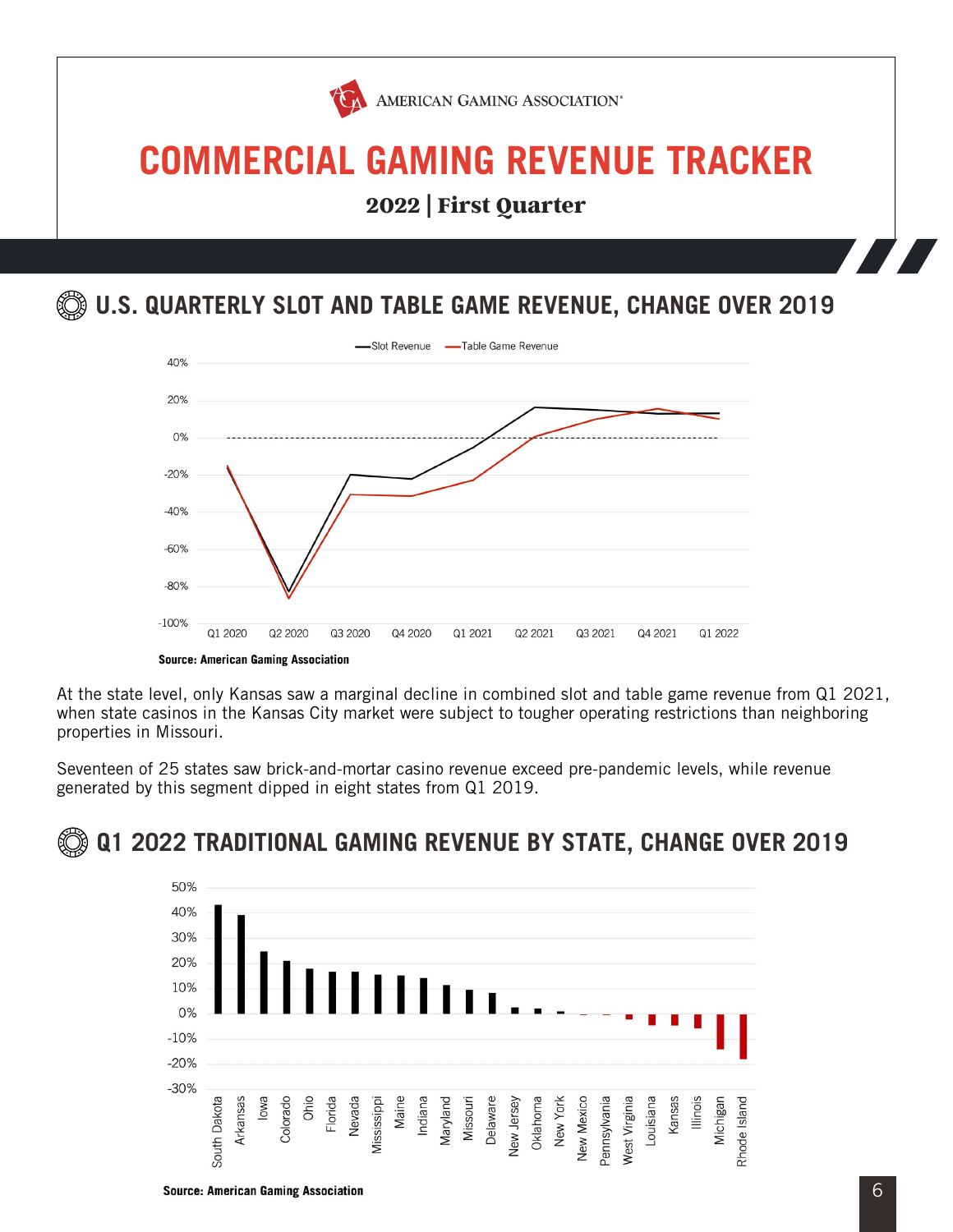AMERICAN GAMING ASSOCIATION

# COMMERCIAL GAMING REVENUE TRACKER

**2022 | First Quarter**

## U.S. QUARTERLY SLOT AND TABLE GAME REVENUE, CHANGE OVER 2019

**Source: American Gaming Association**

At the state level, only Kansas saw a marginal decline in combined slot and table game revenue from Q1 2021, when state casinos in the Kansas City market were subject to tougher operating restrictions than neighboring properties in Missouri.

Seventeen of 25 states saw brick-and-mortar casino revenue exceed pre-pandemic levels, while revenue generated by this segment dipped in eight states from Q1 2019.

## Q1 2022 TRADITIONAL GAMING REVENUE BY STATE, CHANGE OVER 2019

**Source: American Gaming Association**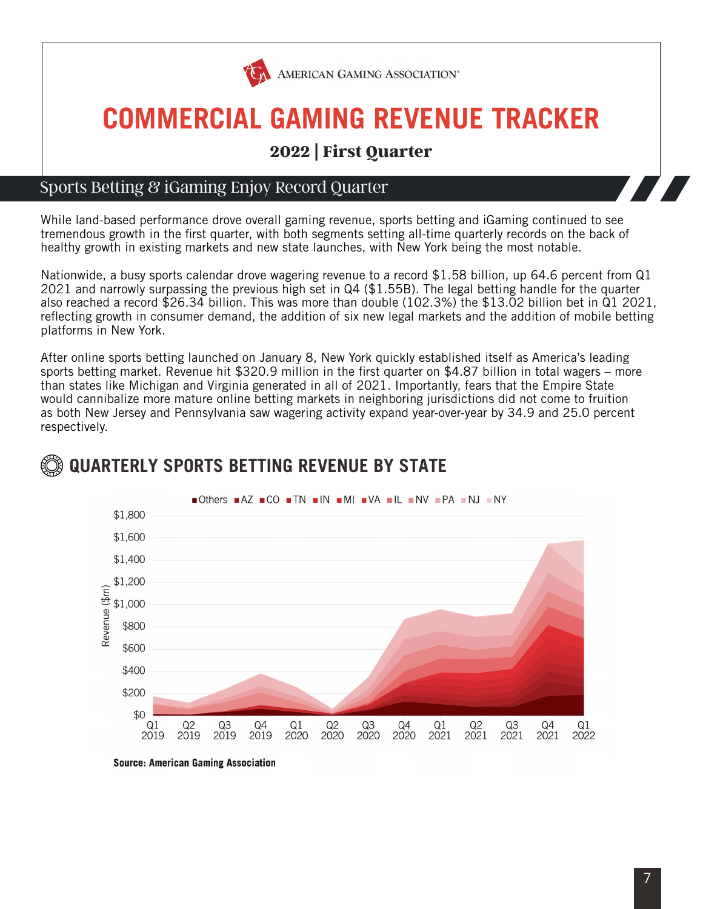AMERICAN GAMING ASSOCIATION®

# COMMERCIAL GAMING REVENUE TRACKER

### 2022 | First Quarter

## Sports Betting & iGaming Enjoy Record Quarter

While land-based performance drove overall gaming revenue, sports betting and iGaming continued to see tremendous growth in the first quarter, with both segments setting all-time quarterly records on the back of healthy growth in existing markets and new state launches, with New York being the most notable.

Nationwide, a busy sports calendar drove wagering revenue to a record $1.58 billion, up 64.6 percent from Q1 2021 and narrowly surpassing the previous high set in Q4 ($1.55B). The legal betting handle for the quarter also reached a record $26.34 billion. This was more than double (102.3%) the $13.02 billion bet in Q1 2021, reflecting growth in consumer demand, the addition of six new legal markets and the addition of mobile betting platforms in New York.

After online sports betting launched on January 8, New York quickly established itself as America's leading sports betting market. Revenue hit $320.9 million in the first quarter on $4.87 billion in total wagers – more than states like Michigan and Virginia generated in all of 2021. Importantly, fears that the Empire State would cannibalize more mature online betting markets in neighboring jurisdictions did not come to fruition as both New Jersey and Pennsylvania saw wagering activity expand year-over-year by 34.9 and 25.0 percent respectively.

## QUARTERLY SPORTS BETTING REVENUE BY STATE

Source: American Gaming Association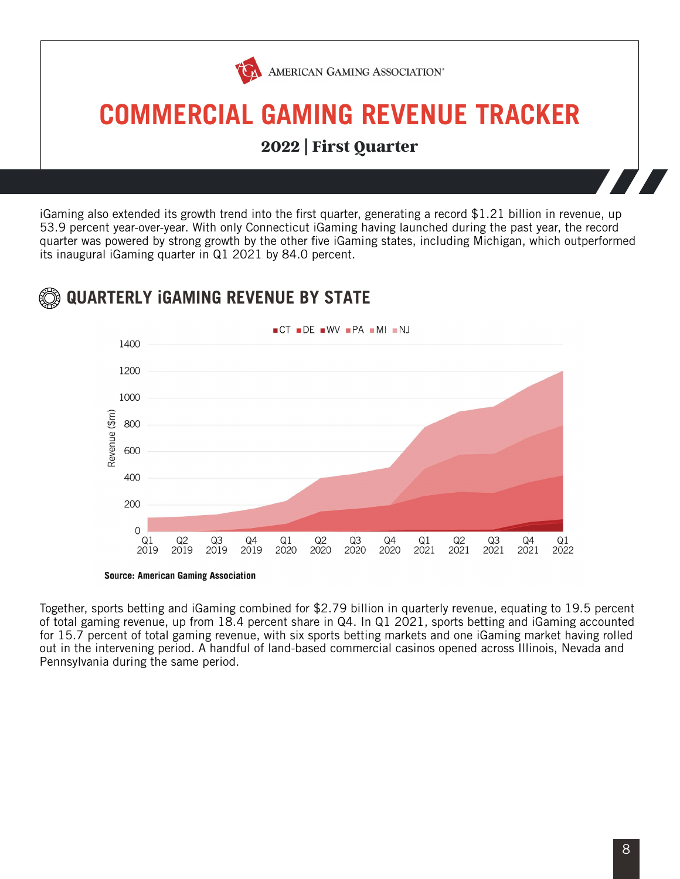AMERICAN GAMING ASSOCIATION®

# COMMERCIAL GAMING REVENUE TRACKER

**2022 | First Quarter**

iGaming also extended its growth trend into the first quarter, generating a record $1.21 billion in revenue, up 53.9 percent year-over-year. With only Connecticut iGaming having launched during the past year, the record quarter was powered by strong growth by the other five iGaming states, including Michigan, which outperformed its inaugural iGaming quarter in Q1 2021 by 84.0 percent.

## QUARTERLY iGAMING REVENUE BY STATE

CT DE WV PA MI NJ

1400
1200
1000
800
600
400
200
0

Revenue ($m)

Q1 2019
Q2 2019
Q3 2019
Q4 2019
Q1 2020
Q2 2020
Q3 2020
Q4 2020
Q1 2021
Q2 2021
Q3 2021
Q4 2021
Q1 2022

**Source: American Gaming Association**

Together, sports betting and iGaming combined for $2.79 billion in quarterly revenue, equating to 19.5 percent of total gaming revenue, up from 18.4 percent share in Q4. In Q1 2021, sports betting and iGaming accounted for 15.7 percent of total gaming revenue, with six sports betting markets and one iGaming market having rolled out in the intervening period. A handful of land-based commercial casinos opened across Illinois, Nevada and Pennsylvania during the same period.